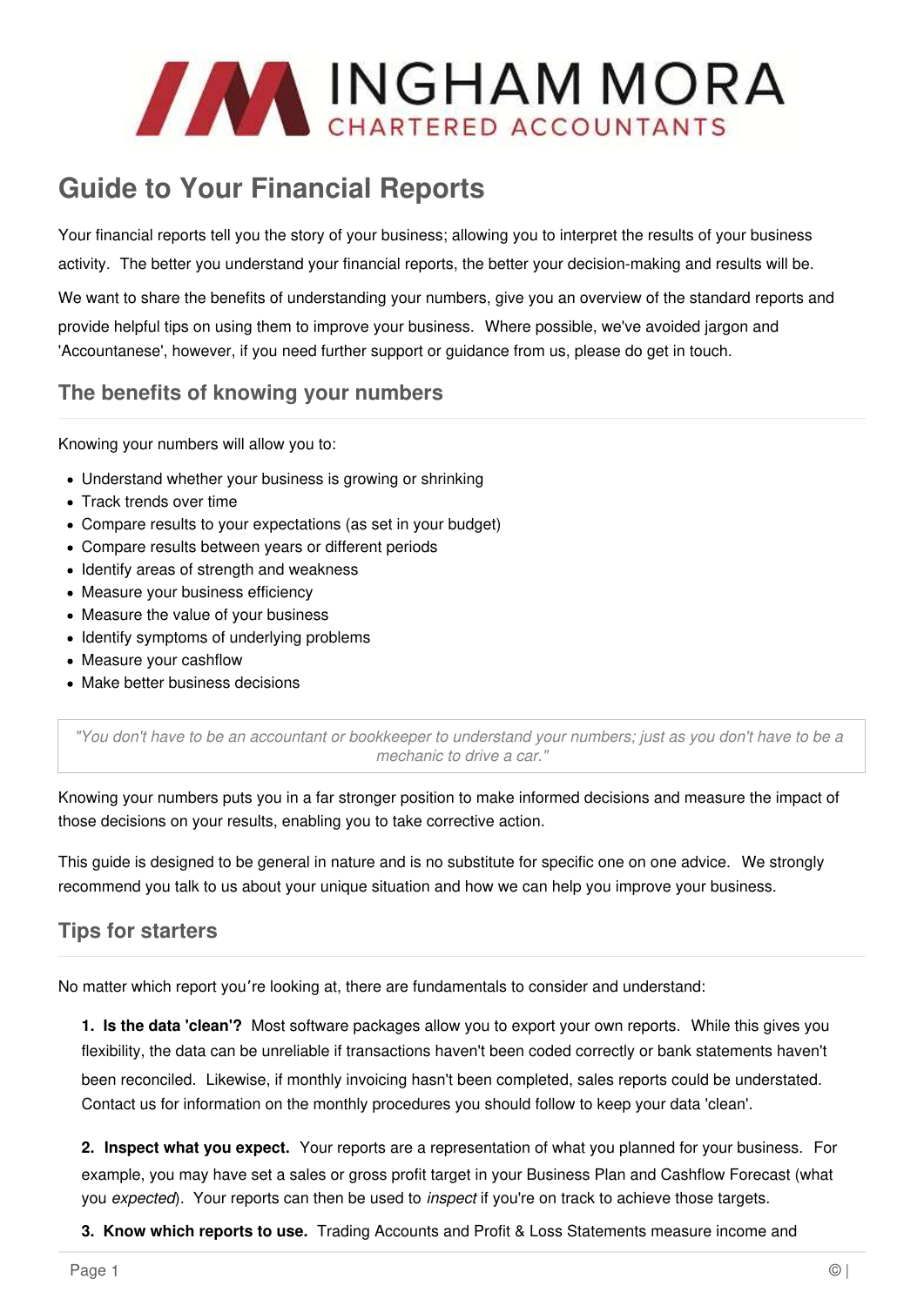# Guide to Your Financial Reports

Your financial reports tell you the story of your business; allowing you to interpret the results of your business activity. The better you understand your financial reports, the better your decision-making and results will be.

We want to share the benefits of understanding your numbers, give you an overview of the standard reports and provide helpful tips on using them to improve your business. Where possible, we've avoided jargon and 'Accountanese', however, if you need further support or guidance from us, please do get in touch.

## The benefits of knowing your numbers

Knowing your numbers will allow you to:

- Understand whether your business is growing or shrinking
- Track trends over time
- Compare results to your expectations (as set in your budget)
- Compare results between years or different periods
- Identify areas of strength and weakness
- Measure your business efficiency
- Measure the value of your business
- Identify symptoms of underlying problems
- Measure your cashflow
- Make better business decisions

> *"You don't have to be an accountant or bookkeeper to understand your numbers; just as you don't have to be a mechanic to drive a car."*

Knowing your numbers puts you in a far stronger position to make informed decisions and measure the impact of those decisions on your results, enabling you to take corrective action.

This guide is designed to be general in nature and is no substitute for specific one on one advice. We strongly recommend you talk to us about your unique situation and how we can help you improve your business.

## Tips for starters

No matter which report you're looking at, there are fundamentals to consider and understand:

1. **Is the data 'clean'?** Most software packages allow you to export your own reports. While this gives you flexibility, the data can be unreliable if transactions haven't been coded correctly or bank statements haven't been reconciled. Likewise, if monthly invoicing hasn't been completed, sales reports could be understated. Contact us for information on the monthly procedures you should follow to keep your data 'clean'.

2. **Inspect what you expect.** Your reports are a representation of what you planned for your business. For example, you may have set a sales or gross profit target in your Business Plan and Cashflow Forecast (what you *expected*). Your reports can then be used to *inspect* if you're on track to achieve those targets.

3. **Know which reports to use.** Trading Accounts and Profit & Loss Statements measure income and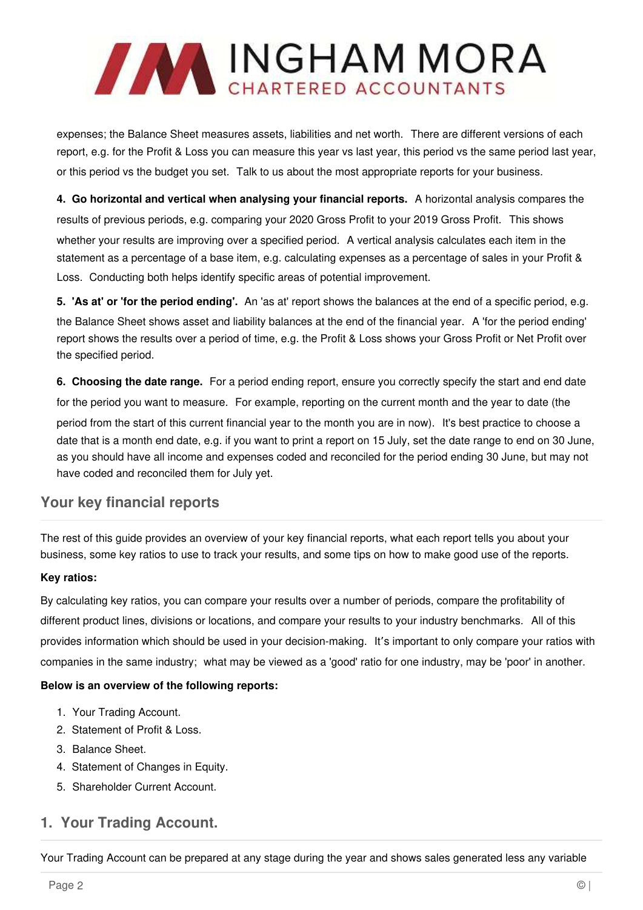expenses; the Balance Sheet measures assets, liabilities and net worth. There are different versions of each report, e.g. for the Profit & Loss you can measure this year vs last year, this period vs the same period last year, or this period vs the budget you set. Talk to us about the most appropriate reports for your business.

**4. Go horizontal and vertical when analysing your financial reports.** A horizontal analysis compares the results of previous periods, e.g. comparing your 2020 Gross Profit to your 2019 Gross Profit. This shows whether your results are improving over a specified period. A vertical analysis calculates each item in the statement as a percentage of a base item, e.g. calculating expenses as a percentage of sales in your Profit & Loss. Conducting both helps identify specific areas of potential improvement.

**5. 'As at' or 'for the period ending'.** An 'as at' report shows the balances at the end of a specific period, e.g. the Balance Sheet shows asset and liability balances at the end of the financial year. A 'for the period ending' report shows the results over a period of time, e.g. the Profit & Loss shows your Gross Profit or Net Profit over the specified period.

**6. Choosing the date range.** For a period ending report, ensure you correctly specify the start and end date for the period you want to measure. For example, reporting on the current month and the year to date (the period from the start of this current financial year to the month you are in now). It's best practice to choose a date that is a month end date, e.g. if you want to print a report on 15 July, set the date range to end on 30 June, as you should have all income and expenses coded and reconciled for the period ending 30 June, but may not have coded and reconciled them for July yet.

## Your key financial reports

The rest of this guide provides an overview of your key financial reports, what each report tells you about your business, some key ratios to use to track your results, and some tips on how to make good use of the reports.

**Key ratios:**

By calculating key ratios, you can compare your results over a number of periods, compare the profitability of different product lines, divisions or locations, and compare your results to your industry benchmarks. All of this provides information which should be used in your decision-making. It's important to only compare your ratios with companies in the same industry; what may be viewed as a 'good' ratio for one industry, may be 'poor' in another.

**Below is an overview of the following reports:**

1. Your Trading Account.
2. Statement of Profit & Loss.
3. Balance Sheet.
4. Statement of Changes in Equity.
5. Shareholder Current Account.

## 1. Your Trading Account.

Your Trading Account can be prepared at any stage during the year and shows sales generated less any variable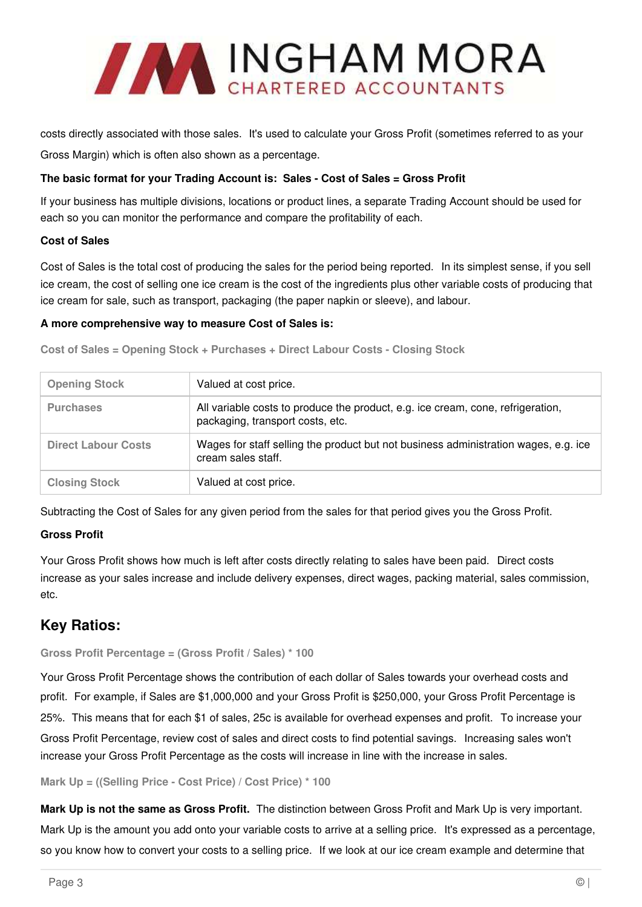costs directly associated with those sales. It's used to calculate your Gross Profit (sometimes referred to as your Gross Margin) which is often also shown as a percentage.

**The basic format for your Trading Account is: Sales - Cost of Sales = Gross Profit**

If your business has multiple divisions, locations or product lines, a separate Trading Account should be used for each so you can monitor the performance and compare the profitability of each.

**Cost of Sales**

Cost of Sales is the total cost of producing the sales for the period being reported. In its simplest sense, if you sell ice cream, the cost of selling one ice cream is the cost of the ingredients plus other variable costs of producing that ice cream for sale, such as transport, packaging (the paper napkin or sleeve), and labour.

**A more comprehensive way to measure Cost of Sales is:**

**Cost of Sales = Opening Stock + Purchases + Direct Labour Costs - Closing Stock**

| | |
|---|---|
| **Opening Stock** | Valued at cost price. |
| **Purchases** | All variable costs to produce the product, e.g. ice cream, cone, refrigeration, packaging, transport costs, etc. |
| **Direct Labour Costs** | Wages for staff selling the product but not business administration wages, e.g. ice cream sales staff. |
| **Closing Stock** | Valued at cost price. |

Subtracting the Cost of Sales for any given period from the sales for that period gives you the Gross Profit.

**Gross Profit**

Your Gross Profit shows how much is left after costs directly relating to sales have been paid. Direct costs increase as your sales increase and include delivery expenses, direct wages, packing material, sales commission, etc.

## Key Ratios:

**Gross Profit Percentage = (Gross Profit / Sales) * 100**

Your Gross Profit Percentage shows the contribution of each dollar of Sales towards your overhead costs and profit. For example, if Sales are $1,000,000 and your Gross Profit is $250,000, your Gross Profit Percentage is 25%. This means that for each $1 of sales, 25c is available for overhead expenses and profit. To increase your Gross Profit Percentage, review cost of sales and direct costs to find potential savings. Increasing sales won't increase your Gross Profit Percentage as the costs will increase in line with the increase in sales.

**Mark Up = ((Selling Price - Cost Price) / Cost Price) * 100**

**Mark Up is not the same as Gross Profit.** The distinction between Gross Profit and Mark Up is very important. Mark Up is the amount you add onto your variable costs to arrive at a selling price. It's expressed as a percentage, so you know how to convert your costs to a selling price. If we look at our ice cream example and determine that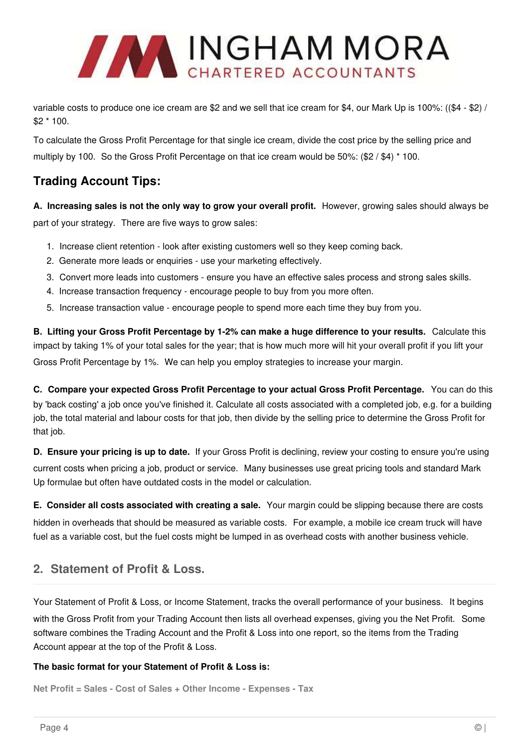variable costs to produce one ice cream are $2 and we sell that ice cream for $4, our Mark Up is 100%: (($4 - $2) / $2 * 100.

To calculate the Gross Profit Percentage for that single ice cream, divide the cost price by the selling price and multiply by 100. So the Gross Profit Percentage on that ice cream would be 50%: ($2 / $4) * 100.

### Trading Account Tips:

**A. Increasing sales is not the only way to grow your overall profit.** However, growing sales should always be part of your strategy. There are five ways to grow sales:

1. Increase client retention - look after existing customers well so they keep coming back.
2. Generate more leads or enquiries - use your marketing effectively.
3. Convert more leads into customers - ensure you have an effective sales process and strong sales skills.
4. Increase transaction frequency - encourage people to buy from you more often.
5. Increase transaction value - encourage people to spend more each time they buy from you.

**B. Lifting your Gross Profit Percentage by 1-2% can make a huge difference to your results.** Calculate this impact by taking 1% of your total sales for the year; that is how much more will hit your overall profit if you lift your Gross Profit Percentage by 1%. We can help you employ strategies to increase your margin.

**C. Compare your expected Gross Profit Percentage to your actual Gross Profit Percentage.** You can do this by 'back costing' a job once you've finished it. Calculate all costs associated with a completed job, e.g. for a building job, the total material and labour costs for that job, then divide by the selling price to determine the Gross Profit for that job.

**D. Ensure your pricing is up to date.** If your Gross Profit is declining, review your costing to ensure you're using current costs when pricing a job, product or service. Many businesses use great pricing tools and standard Mark Up formulae but often have outdated costs in the model or calculation.

**E. Consider all costs associated with creating a sale.** Your margin could be slipping because there are costs hidden in overheads that should be measured as variable costs. For example, a mobile ice cream truck will have fuel as a variable cost, but the fuel costs might be lumped in as overhead costs with another business vehicle.

## 2. Statement of Profit & Loss.

Your Statement of Profit & Loss, or Income Statement, tracks the overall performance of your business. It begins with the Gross Profit from your Trading Account then lists all overhead expenses, giving you the Net Profit. Some software combines the Trading Account and the Profit & Loss into one report, so the items from the Trading Account appear at the top of the Profit & Loss.

**The basic format for your Statement of Profit & Loss is:**

**Net Profit = Sales - Cost of Sales + Other Income - Expenses - Tax**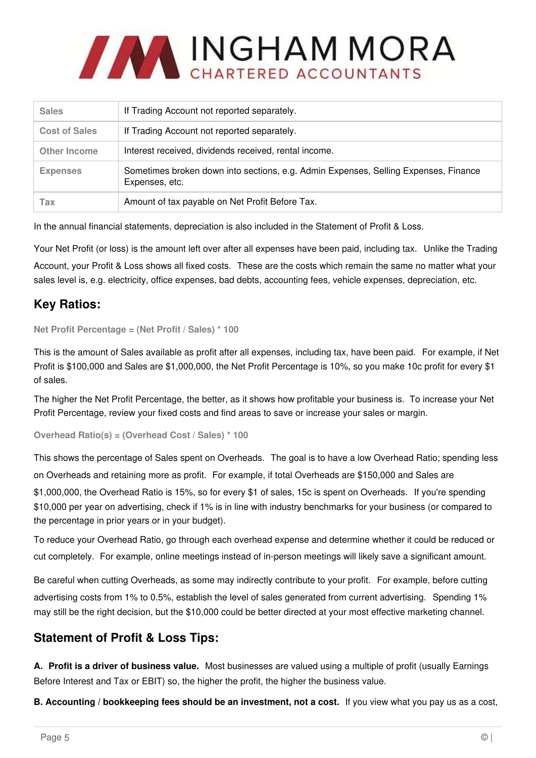| Sales | If Trading Account not reported separately. |
| --- | --- |
| Cost of Sales | If Trading Account not reported separately. |
| Other Income | Interest received, dividends received, rental income. |
| Expenses | Sometimes broken down into sections, e.g. Admin Expenses, Selling Expenses, Finance Expenses, etc. |
| Tax | Amount of tax payable on Net Profit Before Tax. |

In the annual financial statements, depreciation is also included in the Statement of Profit & Loss.

Your Net Profit (or loss) is the amount left over after all expenses have been paid, including tax. Unlike the Trading Account, your Profit & Loss shows all fixed costs. These are the costs which remain the same no matter what your sales level is, e.g. electricity, office expenses, bad debts, accounting fees, vehicle expenses, depreciation, etc.

## Key Ratios:

**Net Profit Percentage = (Net Profit / Sales) * 100**

This is the amount of Sales available as profit after all expenses, including tax, have been paid. For example, if Net Profit is $100,000 and Sales are $1,000,000, the Net Profit Percentage is 10%, so you make 10c profit for every $1 of sales.

The higher the Net Profit Percentage, the better, as it shows how profitable your business is. To increase your Net Profit Percentage, review your fixed costs and find areas to save or increase your sales or margin.

**Overhead Ratio(s) = (Overhead Cost / Sales) * 100**

This shows the percentage of Sales spent on Overheads. The goal is to have a low Overhead Ratio; spending less on Overheads and retaining more as profit. For example, if total Overheads are $150,000 and Sales are $1,000,000, the Overhead Ratio is 15%, so for every $1 of sales, 15c is spent on Overheads. If you're spending $10,000 per year on advertising, check if 1% is in line with industry benchmarks for your business (or compared to the percentage in prior years or in your budget).

To reduce your Overhead Ratio, go through each overhead expense and determine whether it could be reduced or cut completely. For example, online meetings instead of in-person meetings will likely save a significant amount.

Be careful when cutting Overheads, as some may indirectly contribute to your profit. For example, before cutting advertising costs from 1% to 0.5%, establish the level of sales generated from current advertising. Spending 1% may still be the right decision, but the $10,000 could be better directed at your most effective marketing channel.

## Statement of Profit & Loss Tips:

**A. Profit is a driver of business value.** Most businesses are valued using a multiple of profit (usually Earnings Before Interest and Tax or EBIT) so, the higher the profit, the higher the business value.

**B. Accounting / bookkeeping fees should be an investment, not a cost.** If you view what you pay us as a cost,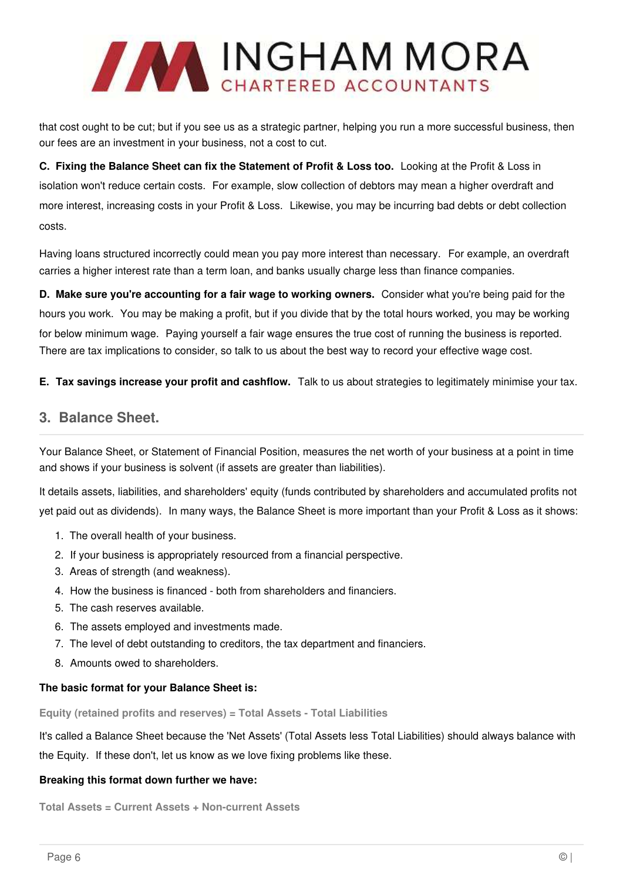that cost ought to be cut; but if you see us as a strategic partner, helping you run a more successful business, then our fees are an investment in your business, not a cost to cut.

**C. Fixing the Balance Sheet can fix the Statement of Profit & Loss too.** Looking at the Profit & Loss in isolation won't reduce certain costs. For example, slow collection of debtors may mean a higher overdraft and more interest, increasing costs in your Profit & Loss. Likewise, you may be incurring bad debts or debt collection costs.

Having loans structured incorrectly could mean you pay more interest than necessary. For example, an overdraft carries a higher interest rate than a term loan, and banks usually charge less than finance companies.

**D. Make sure you're accounting for a fair wage to working owners.** Consider what you're being paid for the hours you work. You may be making a profit, but if you divide that by the total hours worked, you may be working for below minimum wage. Paying yourself a fair wage ensures the true cost of running the business is reported. There are tax implications to consider, so talk to us about the best way to record your effective wage cost.

**E. Tax savings increase your profit and cashflow.** Talk to us about strategies to legitimately minimise your tax.

## 3. Balance Sheet.

Your Balance Sheet, or Statement of Financial Position, measures the net worth of your business at a point in time and shows if your business is solvent (if assets are greater than liabilities).

It details assets, liabilities, and shareholders' equity (funds contributed by shareholders and accumulated profits not yet paid out as dividends). In many ways, the Balance Sheet is more important than your Profit & Loss as it shows:

1. The overall health of your business.
2. If your business is appropriately resourced from a financial perspective.
3. Areas of strength (and weakness).
4. How the business is financed - both from shareholders and financiers.
5. The cash reserves available.
6. The assets employed and investments made.
7. The level of debt outstanding to creditors, the tax department and financiers.
8. Amounts owed to shareholders.

**The basic format for your Balance Sheet is:**

**Equity (retained profits and reserves) = Total Assets - Total Liabilities**

It's called a Balance Sheet because the 'Net Assets' (Total Assets less Total Liabilities) should always balance with the Equity. If these don't, let us know as we love fixing problems like these.

**Breaking this format down further we have:**

**Total Assets = Current Assets + Non-current Assets**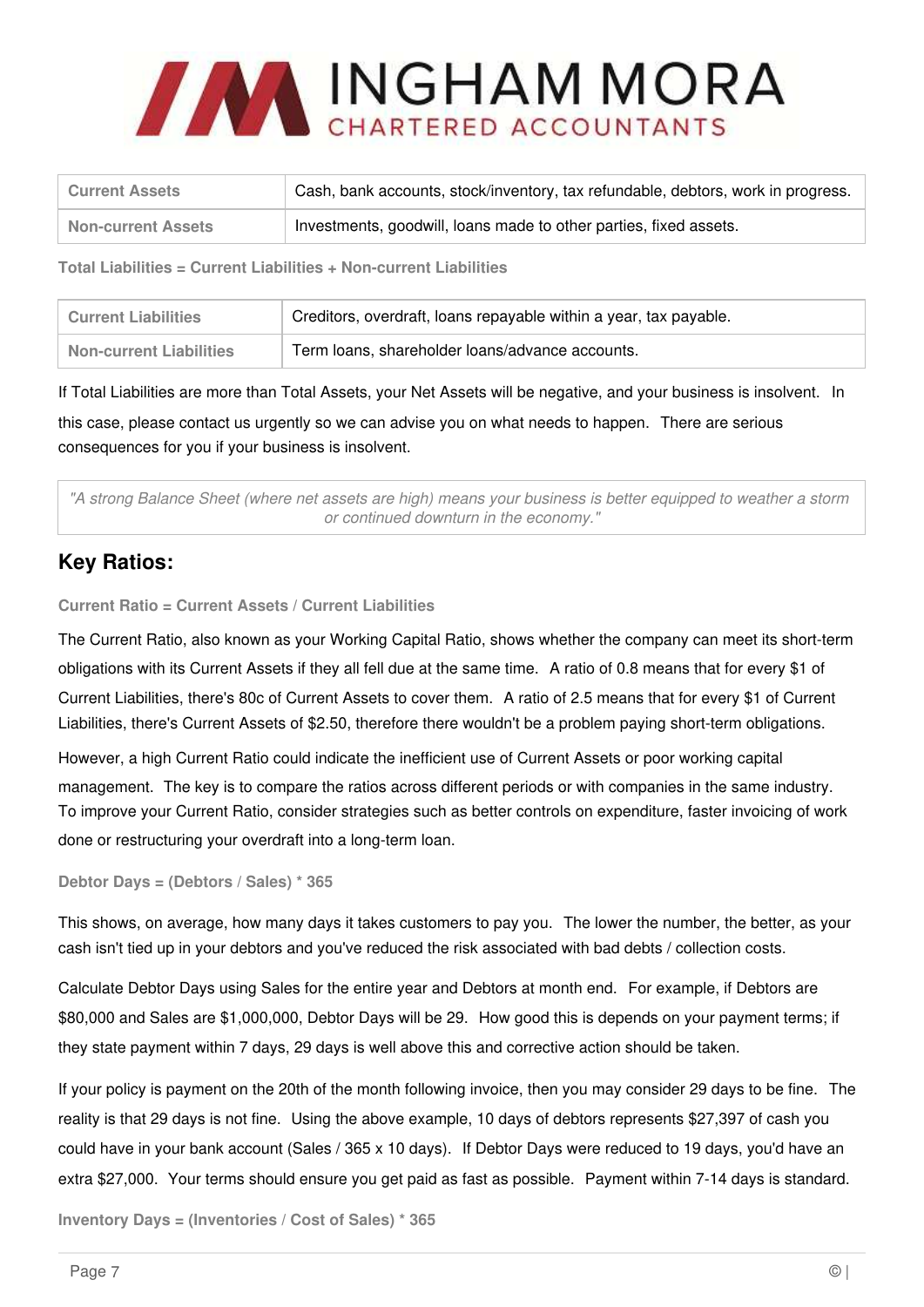| Current Assets | Cash, bank accounts, stock/inventory, tax refundable, debtors, work in progress. |
|---|---|
| Non-current Assets | Investments, goodwill, loans made to other parties, fixed assets. |

**Total Liabilities = Current Liabilities + Non-current Liabilities**

| Current Liabilities | Creditors, overdraft, loans repayable within a year, tax payable. |
|---|---|
| Non-current Liabilities | Term loans, shareholder loans/advance accounts. |

If Total Liabilities are more than Total Assets, your Net Assets will be negative, and your business is insolvent. In this case, please contact us urgently so we can advise you on what needs to happen. There are serious consequences for you if your business is insolvent.

> *"A strong Balance Sheet (where net assets are high) means your business is better equipped to weather a storm or continued downturn in the economy."*

## Key Ratios:

**Current Ratio = Current Assets / Current Liabilities**

The Current Ratio, also known as your Working Capital Ratio, shows whether the company can meet its short-term obligations with its Current Assets if they all fell due at the same time. A ratio of 0.8 means that for every $1 of Current Liabilities, there's 80c of Current Assets to cover them. A ratio of 2.5 means that for every $1 of Current Liabilities, there's Current Assets of $2.50, therefore there wouldn't be a problem paying short-term obligations.

However, a high Current Ratio could indicate the inefficient use of Current Assets or poor working capital management. The key is to compare the ratios across different periods or with companies in the same industry. To improve your Current Ratio, consider strategies such as better controls on expenditure, faster invoicing of work done or restructuring your overdraft into a long-term loan.

**Debtor Days = (Debtors / Sales) * 365**

This shows, on average, how many days it takes customers to pay you. The lower the number, the better, as your cash isn't tied up in your debtors and you've reduced the risk associated with bad debts / collection costs.

Calculate Debtor Days using Sales for the entire year and Debtors at month end. For example, if Debtors are $80,000 and Sales are $1,000,000, Debtor Days will be 29. How good this is depends on your payment terms; if they state payment within 7 days, 29 days is well above this and corrective action should be taken.

If your policy is payment on the 20th of the month following invoice, then you may consider 29 days to be fine. The reality is that 29 days is not fine. Using the above example, 10 days of debtors represents $27,397 of cash you could have in your bank account (Sales / 365 x 10 days). If Debtor Days were reduced to 19 days, you'd have an extra $27,000. Your terms should ensure you get paid as fast as possible. Payment within 7-14 days is standard.

**Inventory Days = (Inventories / Cost of Sales) * 365**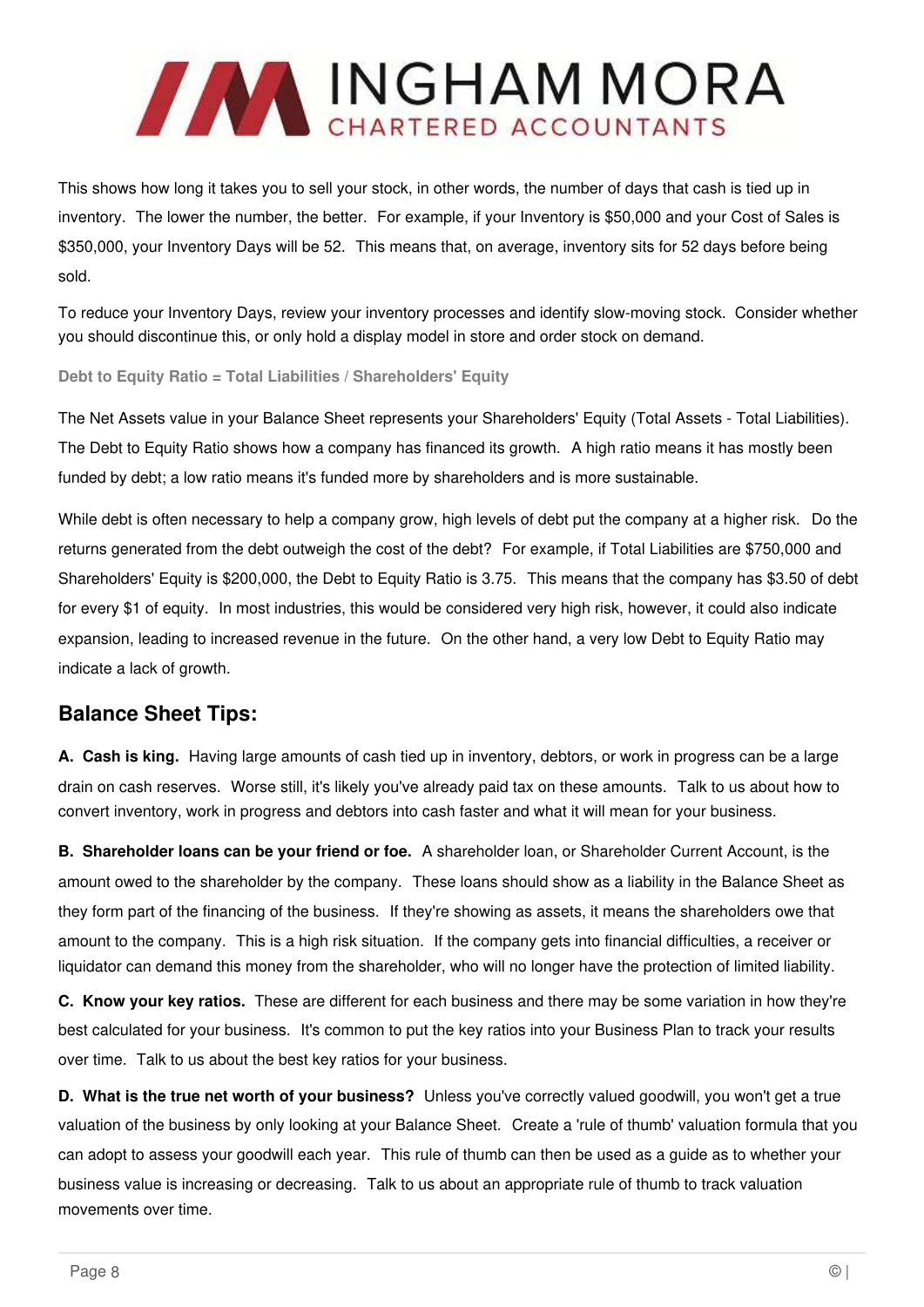This shows how long it takes you to sell your stock, in other words, the number of days that cash is tied up in inventory. The lower the number, the better. For example, if your Inventory is $50,000 and your Cost of Sales is $350,000, your Inventory Days will be 52. This means that, on average, inventory sits for 52 days before being sold.

To reduce your Inventory Days, review your inventory processes and identify slow-moving stock. Consider whether you should discontinue this, or only hold a display model in store and order stock on demand.

**Debt to Equity Ratio = Total Liabilities / Shareholders' Equity**

The Net Assets value in your Balance Sheet represents your Shareholders' Equity (Total Assets - Total Liabilities). The Debt to Equity Ratio shows how a company has financed its growth. A high ratio means it has mostly been funded by debt; a low ratio means it's funded more by shareholders and is more sustainable.

While debt is often necessary to help a company grow, high levels of debt put the company at a higher risk. Do the returns generated from the debt outweigh the cost of the debt? For example, if Total Liabilities are $750,000 and Shareholders' Equity is $200,000, the Debt to Equity Ratio is 3.75. This means that the company has $3.50 of debt for every $1 of equity. In most industries, this would be considered very high risk, however, it could also indicate expansion, leading to increased revenue in the future. On the other hand, a very low Debt to Equity Ratio may indicate a lack of growth.

## Balance Sheet Tips:

**A. Cash is king.** Having large amounts of cash tied up in inventory, debtors, or work in progress can be a large drain on cash reserves. Worse still, it's likely you've already paid tax on these amounts. Talk to us about how to convert inventory, work in progress and debtors into cash faster and what it will mean for your business.

**B. Shareholder loans can be your friend or foe.** A shareholder loan, or Shareholder Current Account, is the amount owed to the shareholder by the company. These loans should show as a liability in the Balance Sheet as they form part of the financing of the business. If they're showing as assets, it means the shareholders owe that amount to the company. This is a high risk situation. If the company gets into financial difficulties, a receiver or liquidator can demand this money from the shareholder, who will no longer have the protection of limited liability.

**C. Know your key ratios.** These are different for each business and there may be some variation in how they're best calculated for your business. It's common to put the key ratios into your Business Plan to track your results over time. Talk to us about the best key ratios for your business.

**D. What is the true net worth of your business?** Unless you've correctly valued goodwill, you won't get a true valuation of the business by only looking at your Balance Sheet. Create a 'rule of thumb' valuation formula that you can adopt to assess your goodwill each year. This rule of thumb can then be used as a guide as to whether your business value is increasing or decreasing. Talk to us about an appropriate rule of thumb to track valuation movements over time.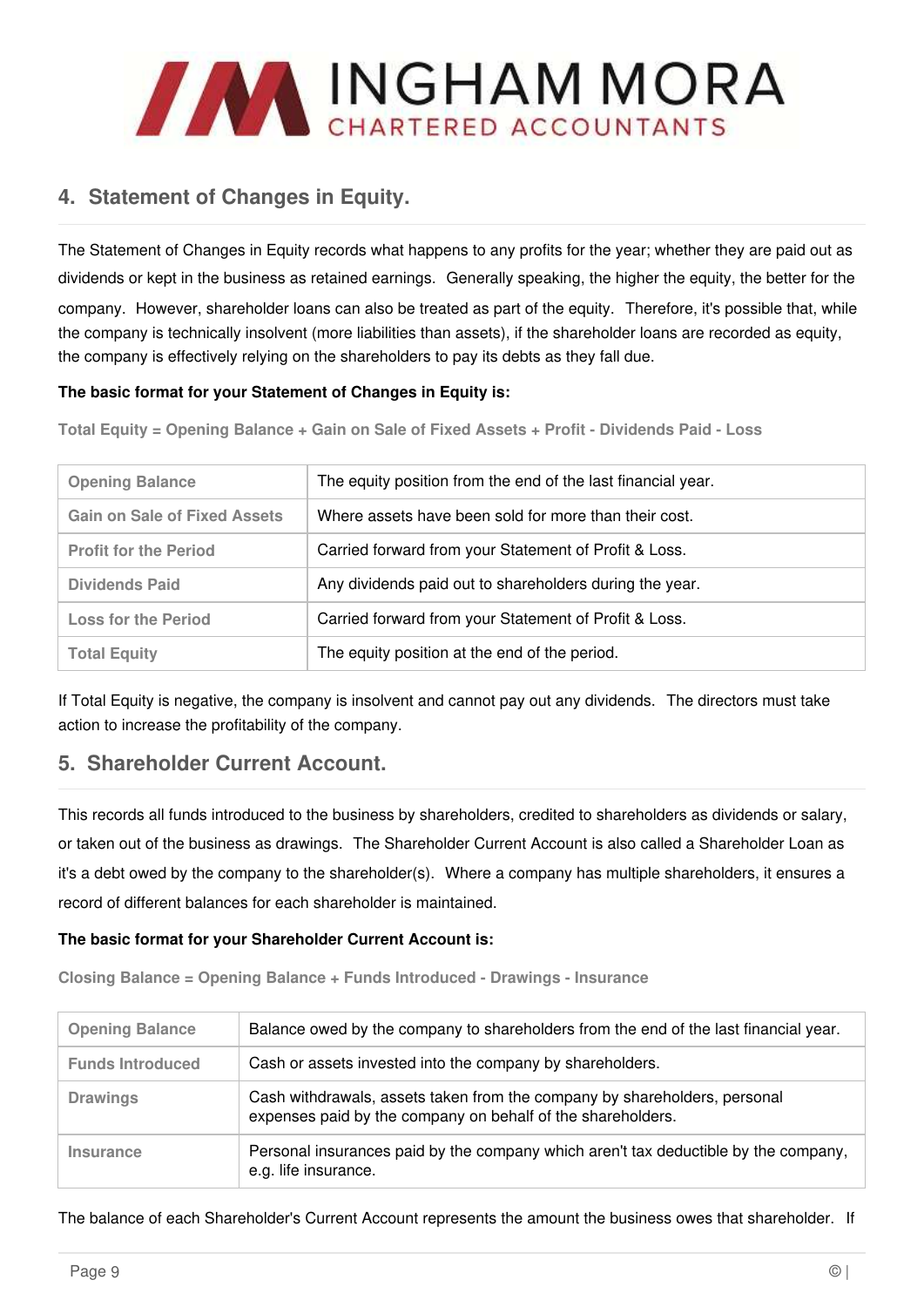## 4. Statement of Changes in Equity.

The Statement of Changes in Equity records what happens to any profits for the year; whether they are paid out as dividends or kept in the business as retained earnings. Generally speaking, the higher the equity, the better for the company. However, shareholder loans can also be treated as part of the equity. Therefore, it's possible that, while the company is technically insolvent (more liabilities than assets), if the shareholder loans are recorded as equity, the company is effectively relying on the shareholders to pay its debts as they fall due.

**The basic format for your Statement of Changes in Equity is:**

**Total Equity = Opening Balance + Gain on Sale of Fixed Assets + Profit - Dividends Paid - Loss**

| | |
|---|---|
| **Opening Balance** | The equity position from the end of the last financial year. |
| **Gain on Sale of Fixed Assets** | Where assets have been sold for more than their cost. |
| **Profit for the Period** | Carried forward from your Statement of Profit & Loss. |
| **Dividends Paid** | Any dividends paid out to shareholders during the year. |
| **Loss for the Period** | Carried forward from your Statement of Profit & Loss. |
| **Total Equity** | The equity position at the end of the period. |

If Total Equity is negative, the company is insolvent and cannot pay out any dividends. The directors must take action to increase the profitability of the company.

## 5. Shareholder Current Account.

This records all funds introduced to the business by shareholders, credited to shareholders as dividends or salary, or taken out of the business as drawings. The Shareholder Current Account is also called a Shareholder Loan as it's a debt owed by the company to the shareholder(s). Where a company has multiple shareholders, it ensures a record of different balances for each shareholder is maintained.

**The basic format for your Shareholder Current Account is:**

**Closing Balance = Opening Balance + Funds Introduced - Drawings - Insurance**

| | |
|---|---|
| **Opening Balance** | Balance owed by the company to shareholders from the end of the last financial year. |
| **Funds Introduced** | Cash or assets invested into the company by shareholders. |
| **Drawings** | Cash withdrawals, assets taken from the company by shareholders, personal expenses paid by the company on behalf of the shareholders. |
| **Insurance** | Personal insurances paid by the company which aren't tax deductible by the company, e.g. life insurance. |

The balance of each Shareholder's Current Account represents the amount the business owes that shareholder. If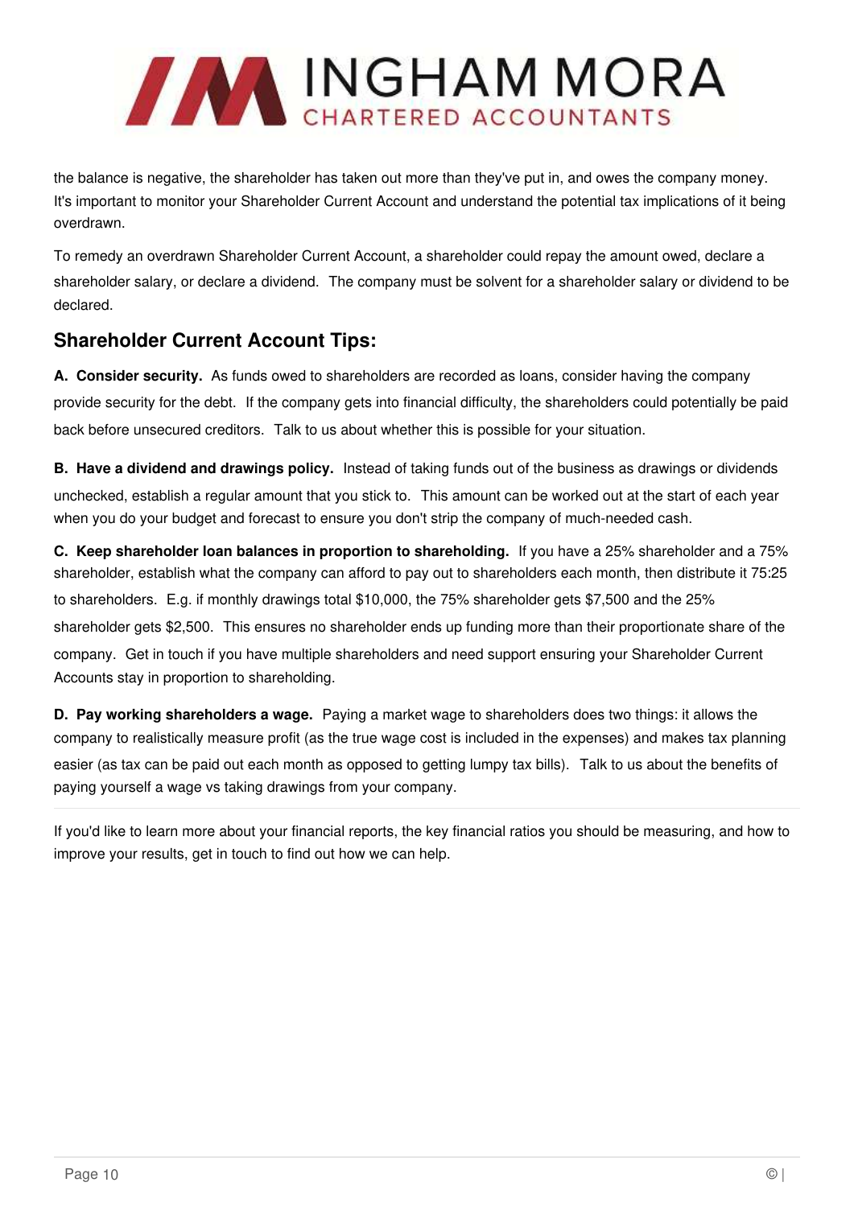the balance is negative, the shareholder has taken out more than they've put in, and owes the company money. It's important to monitor your Shareholder Current Account and understand the potential tax implications of it being overdrawn.

To remedy an overdrawn Shareholder Current Account, a shareholder could repay the amount owed, declare a shareholder salary, or declare a dividend. The company must be solvent for a shareholder salary or dividend to be declared.

## Shareholder Current Account Tips:

**A. Consider security.** As funds owed to shareholders are recorded as loans, consider having the company provide security for the debt. If the company gets into financial difficulty, the shareholders could potentially be paid back before unsecured creditors. Talk to us about whether this is possible for your situation.

**B. Have a dividend and drawings policy.** Instead of taking funds out of the business as drawings or dividends unchecked, establish a regular amount that you stick to. This amount can be worked out at the start of each year when you do your budget and forecast to ensure you don't strip the company of much-needed cash.

**C. Keep shareholder loan balances in proportion to shareholding.** If you have a 25% shareholder and a 75% shareholder, establish what the company can afford to pay out to shareholders each month, then distribute it 75:25 to shareholders. E.g. if monthly drawings total $10,000, the 75% shareholder gets $7,500 and the 25% shareholder gets $2,500. This ensures no shareholder ends up funding more than their proportionate share of the company. Get in touch if you have multiple shareholders and need support ensuring your Shareholder Current Accounts stay in proportion to shareholding.

**D. Pay working shareholders a wage.** Paying a market wage to shareholders does two things: it allows the company to realistically measure profit (as the true wage cost is included in the expenses) and makes tax planning easier (as tax can be paid out each month as opposed to getting lumpy tax bills). Talk to us about the benefits of paying yourself a wage vs taking drawings from your company.

---

If you'd like to learn more about your financial reports, the key financial ratios you should be measuring, and how to improve your results, get in touch to find out how we can help.